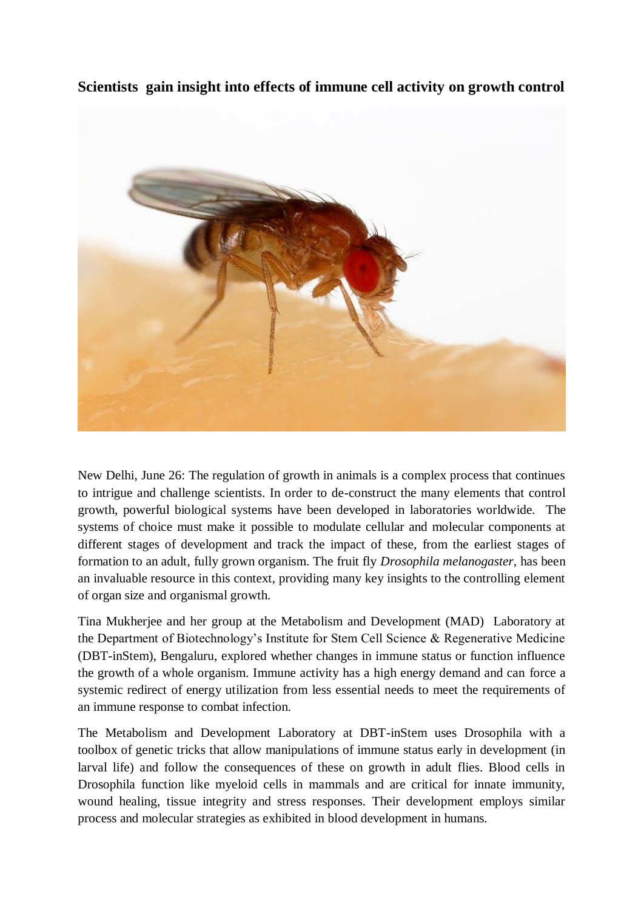**Scientists gain insight into effects of immune cell activity on growth control**

New Delhi, June 26: The regulation of growth in animals is a complex process that continues to intrigue and challenge scientists. In order to de-construct the many elements that control growth, powerful biological systems have been developed in laboratories worldwide. The systems of choice must make it possible to modulate cellular and molecular components at different stages of development and track the impact of these, from the earliest stages of formation to an adult, fully grown organism. The fruit fly *Drosophila melanogaster*, has been an invaluable resource in this context, providing many key insights to the controlling element of organ size and organismal growth.

Tina Mukherjee and her group at the Metabolism and Development (MAD) Laboratory at the Department of Biotechnology's Institute for Stem Cell Science & Regenerative Medicine (DBT-inStem), Bengaluru, explored whether changes in immune status or function influence the growth of a whole organism. Immune activity has a high energy demand and can force a systemic redirect of energy utilization from less essential needs to meet the requirements of an immune response to combat infection.

The Metabolism and Development Laboratory at DBT-inStem uses Drosophila with a toolbox of genetic tricks that allow manipulations of immune status early in development (in larval life) and follow the consequences of these on growth in adult flies. Blood cells in Drosophila function like myeloid cells in mammals and are critical for innate immunity, wound healing, tissue integrity and stress responses. Their development employs similar process and molecular strategies as exhibited in blood development in humans.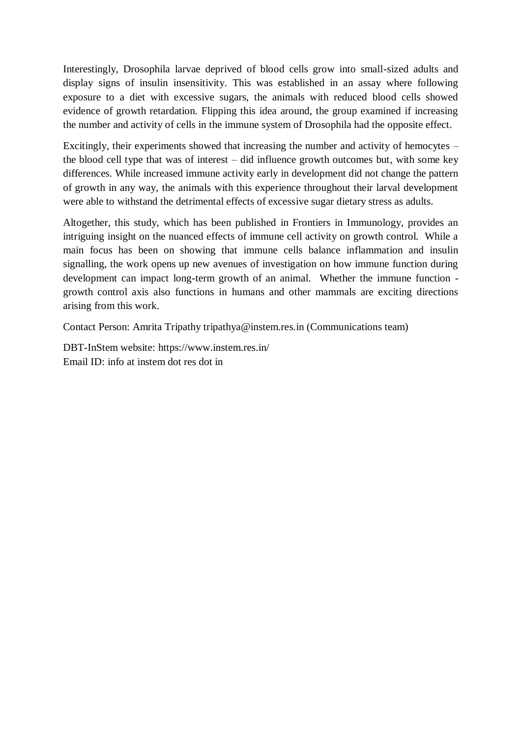Interestingly, Drosophila larvae deprived of blood cells grow into small-sized adults and display signs of insulin insensitivity. This was established in an assay where following exposure to a diet with excessive sugars, the animals with reduced blood cells showed evidence of growth retardation. Flipping this idea around, the group examined if increasing the number and activity of cells in the immune system of Drosophila had the opposite effect.

Excitingly, their experiments showed that increasing the number and activity of hemocytes – the blood cell type that was of interest – did influence growth outcomes but, with some key differences. While increased immune activity early in development did not change the pattern of growth in any way, the animals with this experience throughout their larval development were able to withstand the detrimental effects of excessive sugar dietary stress as adults.

Altogether, this study, which has been published in Frontiers in Immunology, provides an intriguing insight on the nuanced effects of immune cell activity on growth control. While a main focus has been on showing that immune cells balance inflammation and insulin signalling, the work opens up new avenues of investigation on how immune function during development can impact long-term growth of an animal. Whether the immune function - growth control axis also functions in humans and other mammals are exciting directions arising from this work.

Contact Person: Amrita Tripathy tripathya@instem.res.in (Communications team)

DBT-InStem website: https://www.instem.res.in/
Email ID: info at instem dot res dot in